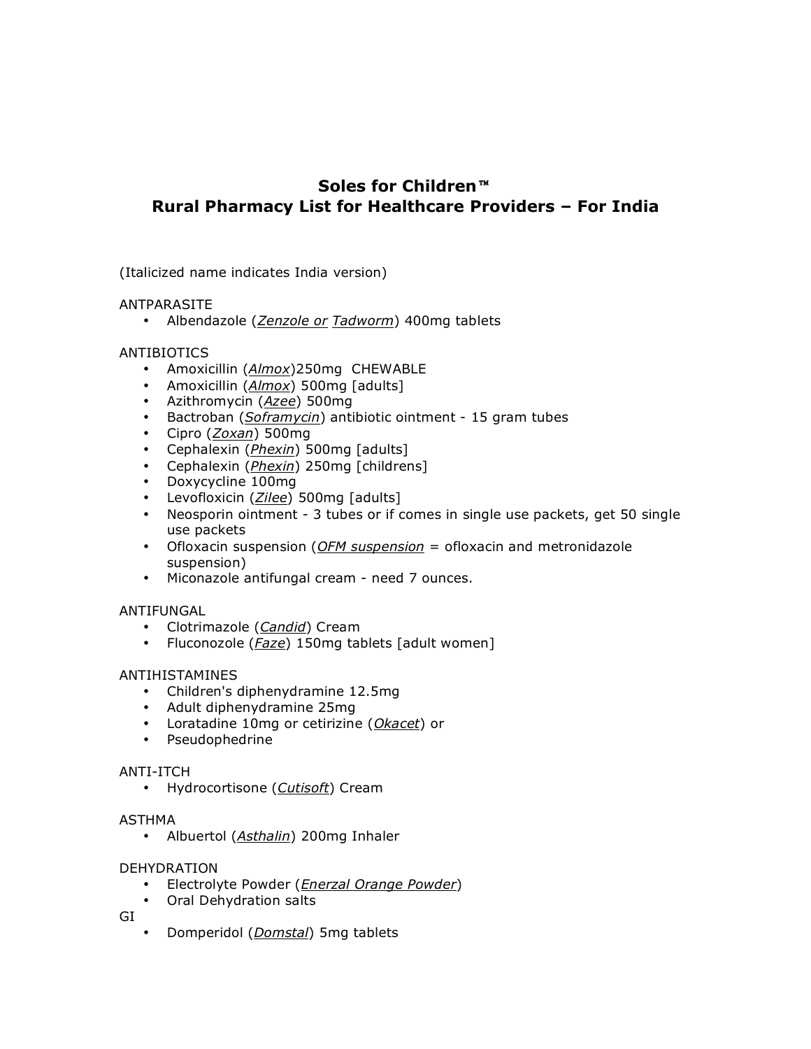# Soles for Children™
# Rural Pharmacy List for Healthcare Providers – For India

(Italicized name indicates India version)

ANTPARASITE

- Albendazole (*Zenzole or Tadworm*) 400mg tablets

ANTIBIOTICS

- Amoxicillin (*Almox*)250mg CHEWABLE
- Amoxicillin (*Almox*) 500mg [adults]
- Azithromycin (*Azee*) 500mg
- Bactroban (*Soframycin*) antibiotic ointment - 15 gram tubes
- Cipro (*Zoxan*) 500mg
- Cephalexin (*Phexin*) 500mg [adults]
- Cephalexin (*Phexin*) 250mg [childrens]
- Doxycycline 100mg
- Levofloxicin (*Zilee*) 500mg [adults]
- Neosporin ointment - 3 tubes or if comes in single use packets, get 50 single use packets
- Ofloxacin suspension (*OFM suspension* = ofloxacin and metronidazole suspension)
- Miconazole antifungal cream - need 7 ounces.

ANTIFUNGAL

- Clotrimazole (*Candid*) Cream
- Fluconozole (*Faze*) 150mg tablets [adult women]

ANTIHISTAMINES

- Children's diphenydramine 12.5mg
- Adult diphenydramine 25mg
- Loratadine 10mg or cetirizine (*Okacet*) or
- Pseudophedrine

ANTI-ITCH

- Hydrocortisone (*Cutisoft*) Cream

ASTHMA

- Albuertol (*Asthalin*) 200mg Inhaler

DEHYDRATION

- Electrolyte Powder (*Enerzal Orange Powder*)
- Oral Dehydration salts

GI

- Domperidol (*Domstal*) 5mg tablets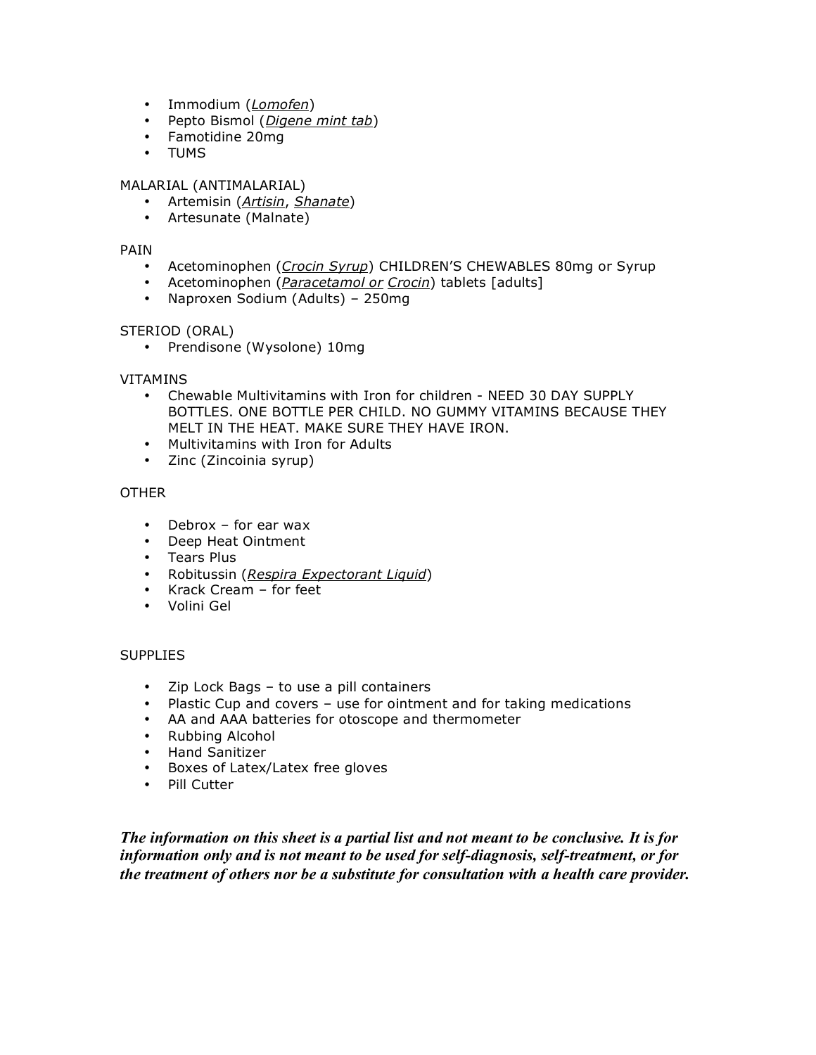- Immodium (*Lomofen*)
- Pepto Bismol (*Digene mint tab*)
- Famotidine 20mg
- TUMS

MALARIAL (ANTIMALARIAL)

- Artemisin (*Artisin*, *Shanate*)
- Artesunate (Malnate)

PAIN

- Acetominophen (*Crocin Syrup*) CHILDREN'S CHEWABLES 80mg or Syrup
- Acetominophen (*Paracetamol or Crocin*) tablets [adults]
- Naproxen Sodium (Adults) – 250mg

STERIOD (ORAL)

- Prendisone (Wysolone) 10mg

VITAMINS

- Chewable Multivitamins with Iron for children - NEED 30 DAY SUPPLY BOTTLES. ONE BOTTLE PER CHILD. NO GUMMY VITAMINS BECAUSE THEY MELT IN THE HEAT. MAKE SURE THEY HAVE IRON.
- Multivitamins with Iron for Adults
- Zinc (Zincoinia syrup)

OTHER

- Debrox – for ear wax
- Deep Heat Ointment
- Tears Plus
- Robitussin (*Respira Expectorant Liquid*)
- Krack Cream – for feet
- Volini Gel

SUPPLIES

- Zip Lock Bags – to use a pill containers
- Plastic Cup and covers – use for ointment and for taking medications
- AA and AAA batteries for otoscope and thermometer
- Rubbing Alcohol
- Hand Sanitizer
- Boxes of Latex/Latex free gloves
- Pill Cutter

***The information on this sheet is a partial list and not meant to be conclusive. It is for information only and is not meant to be used for self-diagnosis, self-treatment, or for the treatment of others nor be a substitute for consultation with a health care provider.***